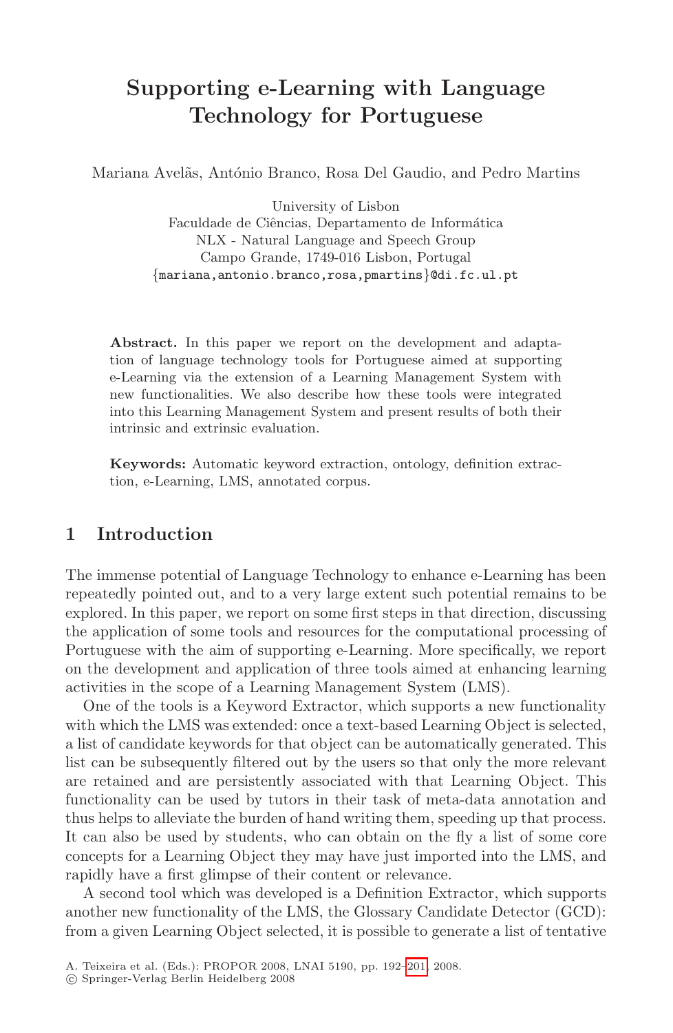# Supporting e-Learning with Language Technology for Portuguese

Mariana Avelãs, António Branco, Rosa Del Gaudio, and Pedro Martins

University of Lisbon
Faculdade de Ciências, Departamento de Informática
NLX - Natural Language and Speech Group
Campo Grande, 1749-016 Lisbon, Portugal
{mariana,antonio.branco,rosa,pmartins}@di.fc.ul.pt

**Abstract.** In this paper we report on the development and adaptation of language technology tools for Portuguese aimed at supporting e-Learning via the extension of a Learning Management System with new functionalities. We also describe how these tools were integrated into this Learning Management System and present results of both their intrinsic and extrinsic evaluation.

**Keywords:** Automatic keyword extraction, ontology, definition extraction, e-Learning, LMS, annotated corpus.

## 1 Introduction

The immense potential of Language Technology to enhance e-Learning has been repeatedly pointed out, and to a very large extent such potential remains to be explored. In this paper, we report on some first steps in that direction, discussing the application of some tools and resources for the computational processing of Portuguese with the aim of supporting e-Learning. More specifically, we report on the development and application of three tools aimed at enhancing learning activities in the scope of a Learning Management System (LMS).

One of the tools is a Keyword Extractor, which supports a new functionality with which the LMS was extended: once a text-based Learning Object is selected, a list of candidate keywords for that object can be automatically generated. This list can be subsequently filtered out by the users so that only the more relevant are retained and are persistently associated with that Learning Object. This functionality can be used by tutors in their task of meta-data annotation and thus helps to alleviate the burden of hand writing them, speeding up that process. It can also be used by students, who can obtain on the fly a list of some core concepts for a Learning Object they may have just imported into the LMS, and rapidly have a first glimpse of their content or relevance.

A second tool which was developed is a Definition Extractor, which supports another new functionality of the LMS, the Glossary Candidate Detector (GCD): from a given Learning Object selected, it is possible to generate a list of tentative

A. Teixeira et al. (Eds.): PROPOR 2008, LNAI 5190, pp. 192–201, 2008.
© Springer-Verlag Berlin Heidelberg 2008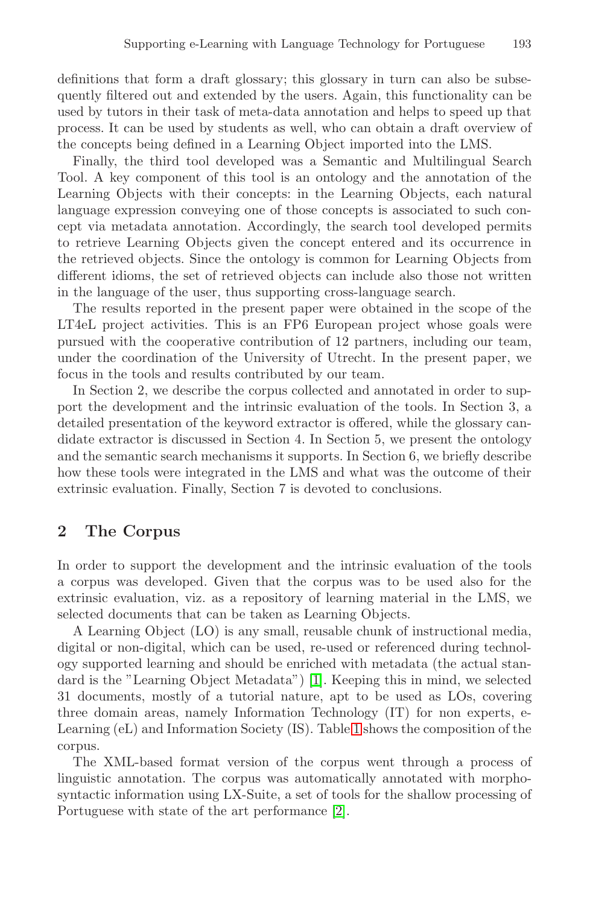definitions that form a draft glossary; this glossary in turn can also be subsequently filtered out and extended by the users. Again, this functionality can be used by tutors in their task of meta-data annotation and helps to speed up that process. It can be used by students as well, who can obtain a draft overview of the concepts being defined in a Learning Object imported into the LMS.

Finally, the third tool developed was a Semantic and Multilingual Search Tool. A key component of this tool is an ontology and the annotation of the Learning Objects with their concepts: in the Learning Objects, each natural language expression conveying one of those concepts is associated to such concept via metadata annotation. Accordingly, the search tool developed permits to retrieve Learning Objects given the concept entered and its occurrence in the retrieved objects. Since the ontology is common for Learning Objects from different idioms, the set of retrieved objects can include also those not written in the language of the user, thus supporting cross-language search.

The results reported in the present paper were obtained in the scope of the LT4eL project activities. This is an FP6 European project whose goals were pursued with the cooperative contribution of 12 partners, including our team, under the coordination of the University of Utrecht. In the present paper, we focus in the tools and results contributed by our team.

In Section 2, we describe the corpus collected and annotated in order to support the development and the intrinsic evaluation of the tools. In Section 3, a detailed presentation of the keyword extractor is offered, while the glossary candidate extractor is discussed in Section 4. In Section 5, we present the ontology and the semantic search mechanisms it supports. In Section 6, we briefly describe how these tools were integrated in the LMS and what was the outcome of their extrinsic evaluation. Finally, Section 7 is devoted to conclusions.

## 2 The Corpus

In order to support the development and the intrinsic evaluation of the tools a corpus was developed. Given that the corpus was to be used also for the extrinsic evaluation, viz. as a repository of learning material in the LMS, we selected documents that can be taken as Learning Objects.

A Learning Object (LO) is any small, reusable chunk of instructional media, digital or non-digital, which can be used, re-used or referenced during technology supported learning and should be enriched with metadata (the actual standard is the "Learning Object Metadata") [1]. Keeping this in mind, we selected 31 documents, mostly of a tutorial nature, apt to be used as LOs, covering three domain areas, namely Information Technology (IT) for non experts, e-Learning (eL) and Information Society (IS). Table 1 shows the composition of the corpus.

The XML-based format version of the corpus went through a process of linguistic annotation. The corpus was automatically annotated with morpho-syntactic information using LX-Suite, a set of tools for the shallow processing of Portuguese with state of the art performance [2].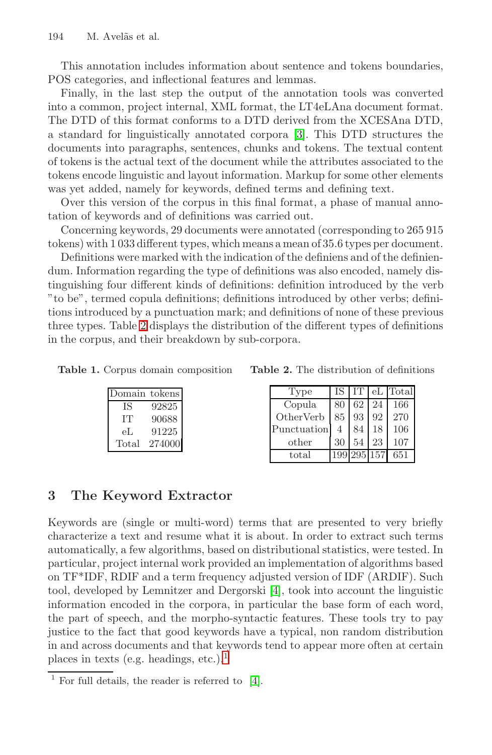This annotation includes information about sentence and tokens boundaries, POS categories, and inflectional features and lemmas.

Finally, in the last step the output of the annotation tools was converted into a common, project internal, XML format, the LT4eLAna document format. The DTD of this format conforms to a DTD derived from the XCESAna DTD, a standard for linguistically annotated corpora [3]. This DTD structures the documents into paragraphs, sentences, chunks and tokens. The textual content of tokens is the actual text of the document while the attributes associated to the tokens encode linguistic and layout information. Markup for some other elements was yet added, namely for keywords, defined terms and defining text.

Over this version of the corpus in this final format, a phase of manual annotation of keywords and of definitions was carried out.

Concerning keywords, 29 documents were annotated (corresponding to 265 915 tokens) with 1 033 different types, which means a mean of 35.6 types per document.

Definitions were marked with the indication of the definiens and of the definiendum. Information regarding the type of definitions was also encoded, namely distinguishing four different kinds of definitions: definition introduced by the verb "to be", termed copula definitions; definitions introduced by other verbs; definitions introduced by a punctuation mark; and definitions of none of these previous three types. Table 2 displays the distribution of the different types of definitions in the corpus, and their breakdown by sub-corpora.

**Table 1.** Corpus domain composition

| Domain | tokens |
|---|---|
| IS | 92825 |
| IT | 90688 |
| eL | 91225 |
| Total | 274000 |

**Table 2.** The distribution of definitions

| Type | IS | IT | eL | Total |
|---|---|---|---|---|
| Copula | 80 | 62 | 24 | 166 |
| OtherVerb | 85 | 93 | 92 | 270 |
| Punctuation | 4 | 84 | 18 | 106 |
| other | 30 | 54 | 23 | 107 |
| total | 199 | 295 | 157 | 651 |

## 3 The Keyword Extractor

Keywords are (single or multi-word) terms that are presented to very briefly characterize a text and resume what it is about. In order to extract such terms automatically, a few algorithms, based on distributional statistics, were tested. In particular, project internal work provided an implementation of algorithms based on TF*IDF, RDIF and a term frequency adjusted version of IDF (ARDIF). Such tool, developed by Lemnitzer and Dergorski [4], took into account the linguistic information encoded in the corpora, in particular the base form of each word, the part of speech, and the morpho-syntactic features. These tools try to pay justice to the fact that good keywords have a typical, non random distribution in and across documents and that keywords tend to appear more often at certain places in texts (e.g. headings, etc.).[1]

[1] For full details, the reader is referred to [4].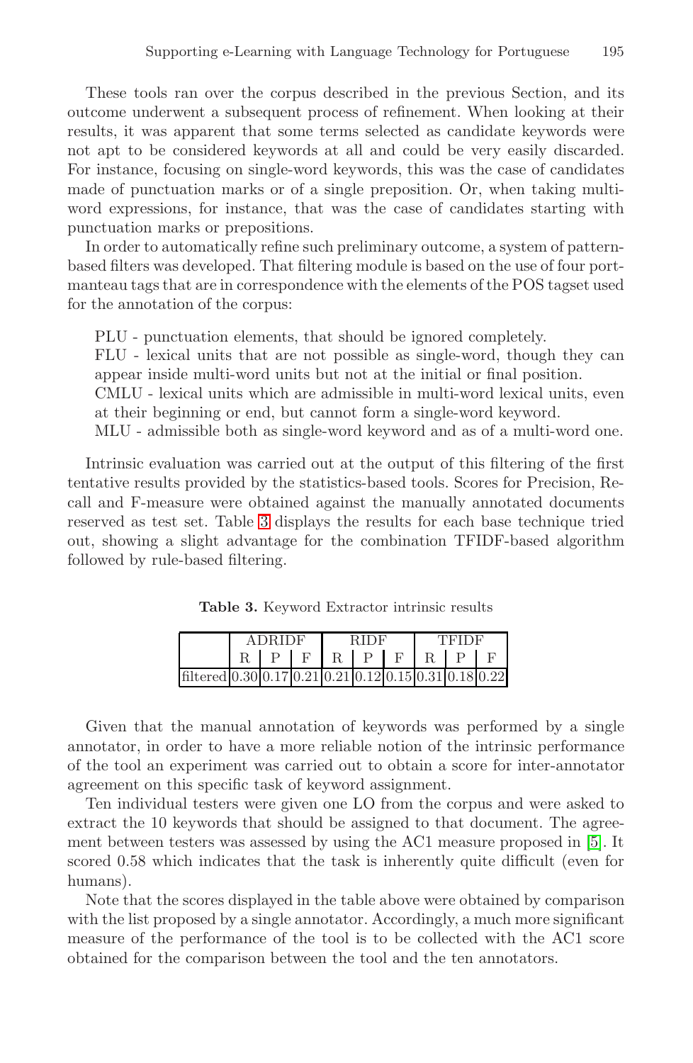These tools ran over the corpus described in the previous Section, and its outcome underwent a subsequent process of refinement. When looking at their results, it was apparent that some terms selected as candidate keywords were not apt to be considered keywords at all and could be very easily discarded. For instance, focusing on single-word keywords, this was the case of candidates made of punctuation marks or of a single preposition. Or, when taking multi-word expressions, for instance, that was the case of candidates starting with punctuation marks or prepositions.

In order to automatically refine such preliminary outcome, a system of pattern-based filters was developed. That filtering module is based on the use of four portmanteau tags that are in correspondence with the elements of the POS tagset used for the annotation of the corpus:

PLU - punctuation elements, that should be ignored completely.
FLU - lexical units that are not possible as single-word, though they can appear inside multi-word units but not at the initial or final position.
CMLU - lexical units which are admissible in multi-word lexical units, even at their beginning or end, but cannot form a single-word keyword.
MLU - admissible both as single-word keyword and as of a multi-word one.

Intrinsic evaluation was carried out at the output of this filtering of the first tentative results provided by the statistics-based tools. Scores for Precision, Recall and F-measure were obtained against the manually annotated documents reserved as test set. Table 3 displays the results for each base technique tried out, showing a slight advantage for the combination TFIDF-based algorithm followed by rule-based filtering.

**Table 3.** Keyword Extractor intrinsic results

| | ADRIDF | | | RIDF | | | TFIDF | | |
|---|---|---|---|---|---|---|---|---|---|
| | R | P | F | R | P | F | R | P | F |
| filtered | 0.30 | 0.17 | 0.21 | 0.21 | 0.12 | 0.15 | 0.31 | 0.18 | 0.22 |

Given that the manual annotation of keywords was performed by a single annotator, in order to have a more reliable notion of the intrinsic performance of the tool an experiment was carried out to obtain a score for inter-annotator agreement on this specific task of keyword assignment.

Ten individual testers were given one LO from the corpus and were asked to extract the 10 keywords that should be assigned to that document. The agreement between testers was assessed by using the AC1 measure proposed in [5]. It scored 0.58 which indicates that the task is inherently quite difficult (even for humans).

Note that the scores displayed in the table above were obtained by comparison with the list proposed by a single annotator. Accordingly, a much more significant measure of the performance of the tool is to be collected with the AC1 score obtained for the comparison between the tool and the ten annotators.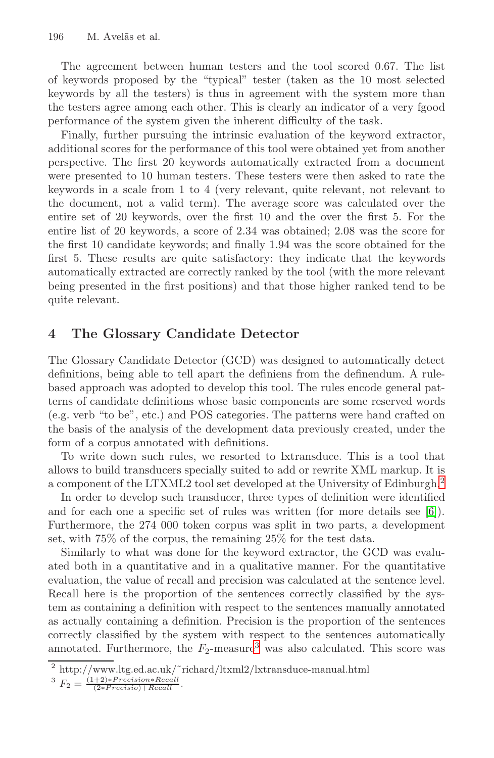The agreement between human testers and the tool scored 0.67. The list of keywords proposed by the "typical" tester (taken as the 10 most selected keywords by all the testers) is thus in agreement with the system more than the testers agree among each other. This is clearly an indicator of a very fgood performance of the system given the inherent difficulty of the task.

Finally, further pursuing the intrinsic evaluation of the keyword extractor, additional scores for the performance of this tool were obtained yet from another perspective. The first 20 keywords automatically extracted from a document were presented to 10 human testers. These testers were then asked to rate the keywords in a scale from 1 to 4 (very relevant, quite relevant, not relevant to the document, not a valid term). The average score was calculated over the entire set of 20 keywords, over the first 10 and the over the first 5. For the entire list of 20 keywords, a score of 2.34 was obtained; 2.08 was the score for the first 10 candidate keywords; and finally 1.94 was the score obtained for the first 5. These results are quite satisfactory: they indicate that the keywords automatically extracted are correctly ranked by the tool (with the more relevant being presented in the first positions) and that those higher ranked tend to be quite relevant.

## 4 The Glossary Candidate Detector

The Glossary Candidate Detector (GCD) was designed to automatically detect definitions, being able to tell apart the definiens from the definendum. A rule-based approach was adopted to develop this tool. The rules encode general patterns of candidate definitions whose basic components are some reserved words (e.g. verb "to be", etc.) and POS categories. The patterns were hand crafted on the basis of the analysis of the development data previously created, under the form of a corpus annotated with definitions.

To write down such rules, we resorted to lxtransduce. This is a tool that allows to build transducers specially suited to add or rewrite XML markup. It is a component of the LTXML2 tool set developed at the University of Edinburgh.[2]

In order to develop such transducer, three types of definition were identified and for each one a specific set of rules was written (for more details see [6]). Furthermore, the 274 000 token corpus was split in two parts, a development set, with 75% of the corpus, the remaining 25% for the test data.

Similarly to what was done for the keyword extractor, the GCD was evaluated both in a quantitative and in a qualitative manner. For the quantitative evaluation, the value of recall and precision was calculated at the sentence level. Recall here is the proportion of the sentences correctly classified by the system as containing a definition with respect to the sentences manually annotated as actually containing a definition. Precision is the proportion of the sentences correctly classified by the system with respect to the sentences automatically annotated. Furthermore, the $F_2$-measure[3] was also calculated. This score was

---

[2] http://www.ltg.ed.ac.uk/~richard/ltxml2/lxtransduce-manual.html

[3] $F_2 = \frac{(1+2)*Precision*Recall}{(2*Precisio)+Recall}$.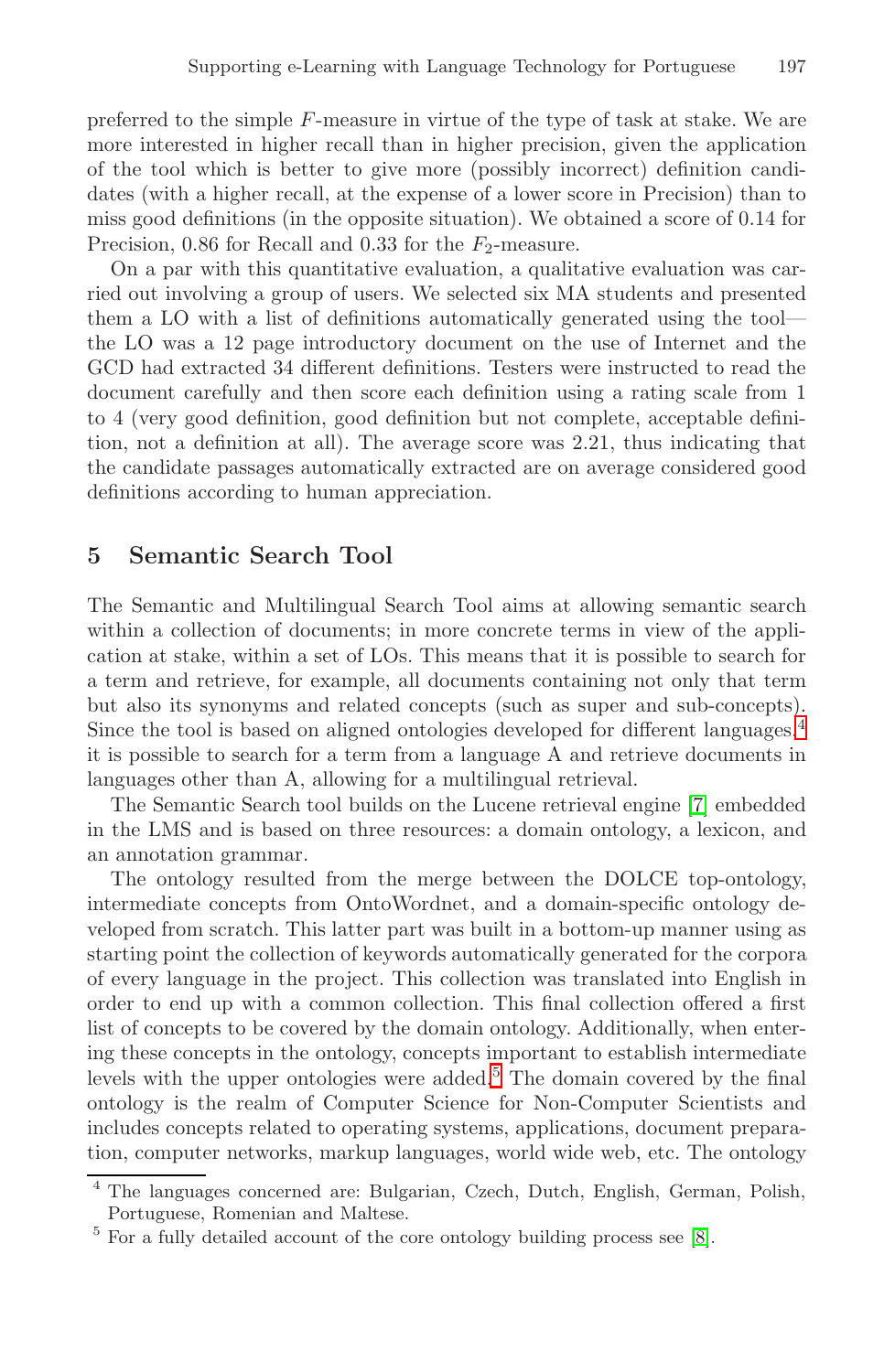preferred to the simple $F$-measure in virtue of the type of task at stake. We are more interested in higher recall than in higher precision, given the application of the tool which is better to give more (possibly incorrect) definition candidates (with a higher recall, at the expense of a lower score in Precision) than to miss good definitions (in the opposite situation). We obtained a score of 0.14 for Precision, 0.86 for Recall and 0.33 for the $F_2$-measure.

On a par with this quantitative evaluation, a qualitative evaluation was carried out involving a group of users. We selected six MA students and presented them a LO with a list of definitions automatically generated using the tool—the LO was a 12 page introductory document on the use of Internet and the GCD had extracted 34 different definitions. Testers were instructed to read the document carefully and then score each definition using a rating scale from 1 to 4 (very good definition, good definition but not complete, acceptable definition, not a definition at all). The average score was 2.21, thus indicating that the candidate passages automatically extracted are on average considered good definitions according to human appreciation.

## 5 Semantic Search Tool

The Semantic and Multilingual Search Tool aims at allowing semantic search within a collection of documents; in more concrete terms in view of the application at stake, within a set of LOs. This means that it is possible to search for a term and retrieve, for example, all documents containing not only that term but also its synonyms and related concepts (such as super and sub-concepts). Since the tool is based on aligned ontologies developed for different languages,[4] it is possible to search for a term from a language A and retrieve documents in languages other than A, allowing for a multilingual retrieval.

The Semantic Search tool builds on the Lucene retrieval engine [7] embedded in the LMS and is based on three resources: a domain ontology, a lexicon, and an annotation grammar.

The ontology resulted from the merge between the DOLCE top-ontology, intermediate concepts from OntoWordnet, and a domain-specific ontology developed from scratch. This latter part was built in a bottom-up manner using as starting point the collection of keywords automatically generated for the corpora of every language in the project. This collection was translated into English in order to end up with a common collection. This final collection offered a first list of concepts to be covered by the domain ontology. Additionally, when entering these concepts in the ontology, concepts important to establish intermediate levels with the upper ontologies were added.[5] The domain covered by the final ontology is the realm of Computer Science for Non-Computer Scientists and includes concepts related to operating systems, applications, document preparation, computer networks, markup languages, world wide web, etc. The ontology

[4] The languages concerned are: Bulgarian, Czech, Dutch, English, German, Polish, Portuguese, Romenian and Maltese.

[5] For a fully detailed account of the core ontology building process see [8].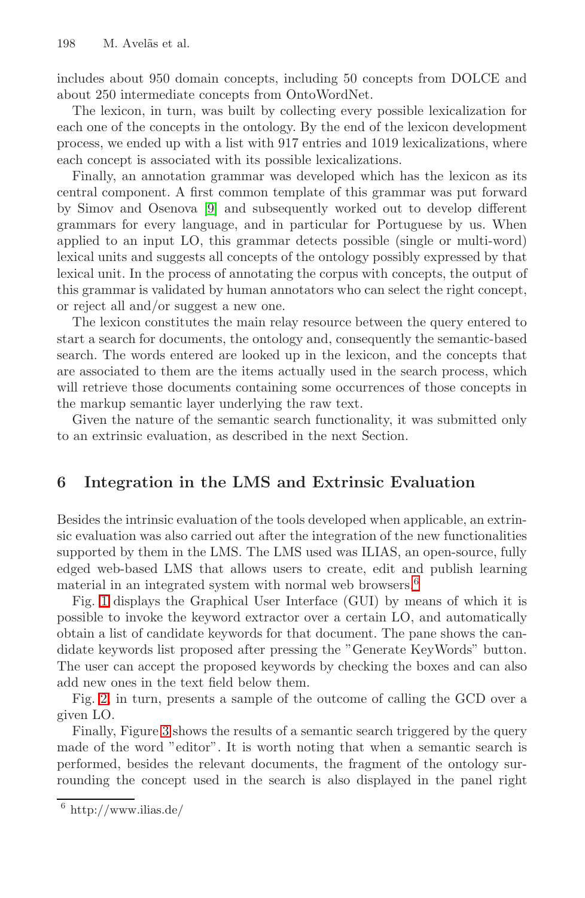includes about 950 domain concepts, including 50 concepts from DOLCE and about 250 intermediate concepts from OntoWordNet.

The lexicon, in turn, was built by collecting every possible lexicalization for each one of the concepts in the ontology. By the end of the lexicon development process, we ended up with a list with 917 entries and 1019 lexicalizations, where each concept is associated with its possible lexicalizations.

Finally, an annotation grammar was developed which has the lexicon as its central component. A first common template of this grammar was put forward by Simov and Osenova [9] and subsequently worked out to develop different grammars for every language, and in particular for Portuguese by us. When applied to an input LO, this grammar detects possible (single or multi-word) lexical units and suggests all concepts of the ontology possibly expressed by that lexical unit. In the process of annotating the corpus with concepts, the output of this grammar is validated by human annotators who can select the right concept, or reject all and/or suggest a new one.

The lexicon constitutes the main relay resource between the query entered to start a search for documents, the ontology and, consequently the semantic-based search. The words entered are looked up in the lexicon, and the concepts that are associated to them are the items actually used in the search process, which will retrieve those documents containing some occurrences of those concepts in the markup semantic layer underlying the raw text.

Given the nature of the semantic search functionality, it was submitted only to an extrinsic evaluation, as described in the next Section.

## 6 Integration in the LMS and Extrinsic Evaluation

Besides the intrinsic evaluation of the tools developed when applicable, an extrinsic evaluation was also carried out after the integration of the new functionalities supported by them in the LMS. The LMS used was ILIAS, an open-source, fully edged web-based LMS that allows users to create, edit and publish learning material in an integrated system with normal web browsers.[6]

Fig. 1 displays the Graphical User Interface (GUI) by means of which it is possible to invoke the keyword extractor over a certain LO, and automatically obtain a list of candidate keywords for that document. The pane shows the candidate keywords list proposed after pressing the "Generate KeyWords" button. The user can accept the proposed keywords by checking the boxes and can also add new ones in the text field below them.

Fig. 2, in turn, presents a sample of the outcome of calling the GCD over a given LO.

Finally, Figure 3 shows the results of a semantic search triggered by the query made of the word "editor". It is worth noting that when a semantic search is performed, besides the relevant documents, the fragment of the ontology surrounding the concept used in the search is also displayed in the panel right

[6] http://www.ilias.de/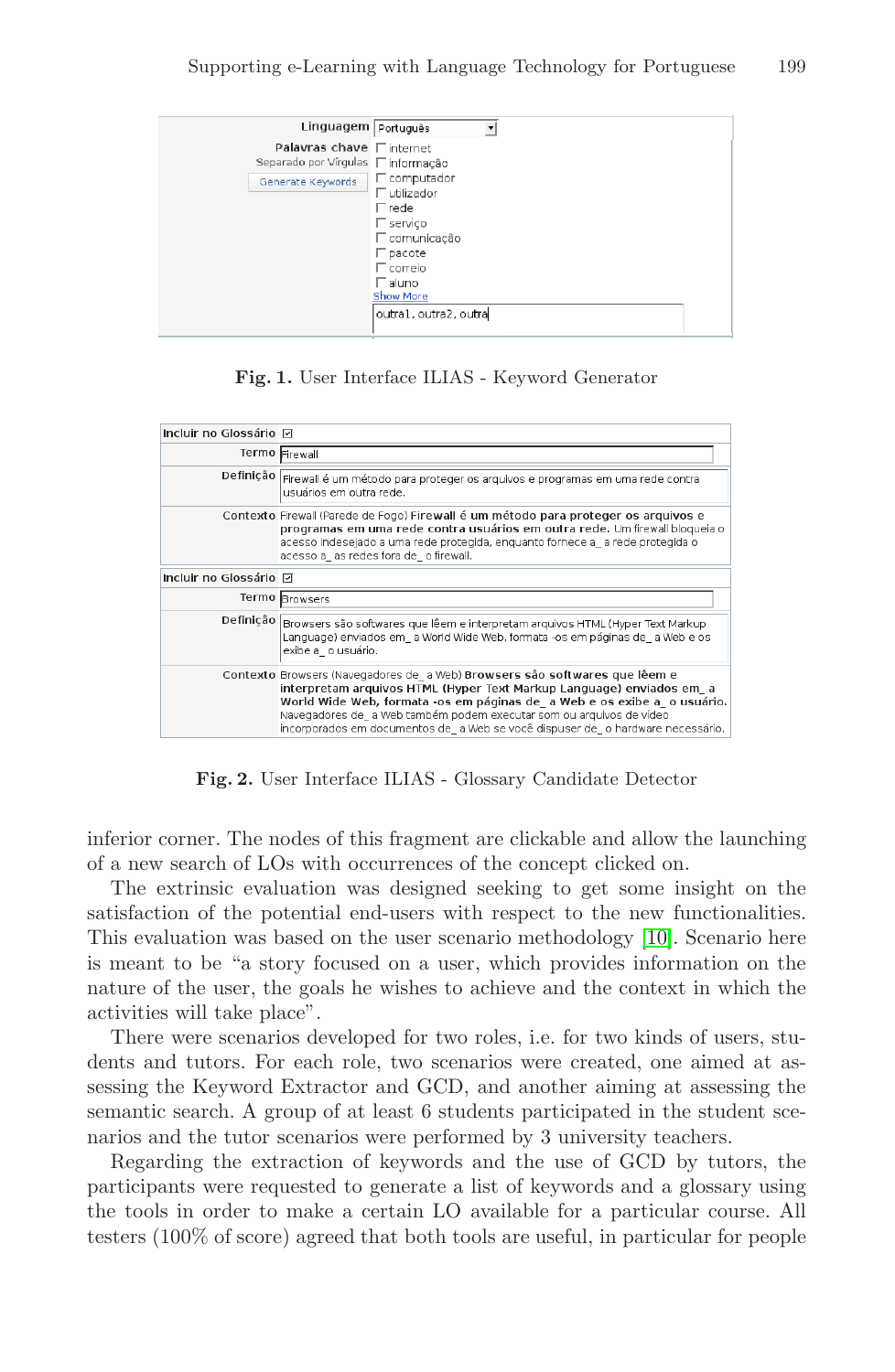| Linguagem | Português |
| --- | --- |
| Palavras chave<br>Separado por Vírgulas<br>Generate Keywords | ☐ internet<br>☐ informação<br>☐ computador<br>☐ utilizador<br>☐ rede<br>☐ serviço<br>☐ comunicação<br>☐ pacote<br>☐ correio<br>☐ aluno<br>Show More<br>outra1, outra2, outra |

**Fig. 1.** User Interface ILIAS - Keyword Generator

| Incluir no Glossário | ☑ |
| --- | --- |
| Termo | Firewall |
| Definição | Firewall é um método para proteger os arquivos e programas em uma rede contra usuários em outra rede. |
| Contexto | Firewall (Parede de Fogo) **Firewall é um método para proteger os arquivos e programas em uma rede contra usuários em outra rede.** Um firewall bloqueia o acesso indesejado a uma rede protegida, enquanto fornece a_ a rede protegida o acesso a_ as redes fora de_ o firewall. |
| Incluir no Glossário | ☑ |
| Termo | Browsers |
| Definição | Browsers são softwares que lêem e interpretam arquivos HTML (Hyper Text Markup Language) enviados em_ a World Wide Web, formata -os em páginas de_ a Web e os exibe a_ o usuário. |
| Contexto | Browsers (Navegadores de_ a Web) **Browsers são softwares que lêem e interpretam arquivos HTML (Hyper Text Markup Language) enviados em_ a World Wide Web, formata -os em páginas de_ a Web e os exibe a_ o usuário.** Navegadores de_ a Web também podem executar som ou arquivos de vídeo incorporados em documentos de_ a Web se você dispuser de_ o hardware necessário. |

**Fig. 2.** User Interface ILIAS - Glossary Candidate Detector

inferior corner. The nodes of this fragment are clickable and allow the launching of a new search of LOs with occurrences of the concept clicked on.

The extrinsic evaluation was designed seeking to get some insight on the satisfaction of the potential end-users with respect to the new functionalities. This evaluation was based on the user scenario methodology [10]. Scenario here is meant to be "a story focused on a user, which provides information on the nature of the user, the goals he wishes to achieve and the context in which the activities will take place".

There were scenarios developed for two roles, i.e. for two kinds of users, students and tutors. For each role, two scenarios were created, one aimed at assessing the Keyword Extractor and GCD, and another aiming at assessing the semantic search. A group of at least 6 students participated in the student scenarios and the tutor scenarios were performed by 3 university teachers.

Regarding the extraction of keywords and the use of GCD by tutors, the participants were requested to generate a list of keywords and a glossary using the tools in order to make a certain LO available for a particular course. All testers (100% of score) agreed that both tools are useful, in particular for people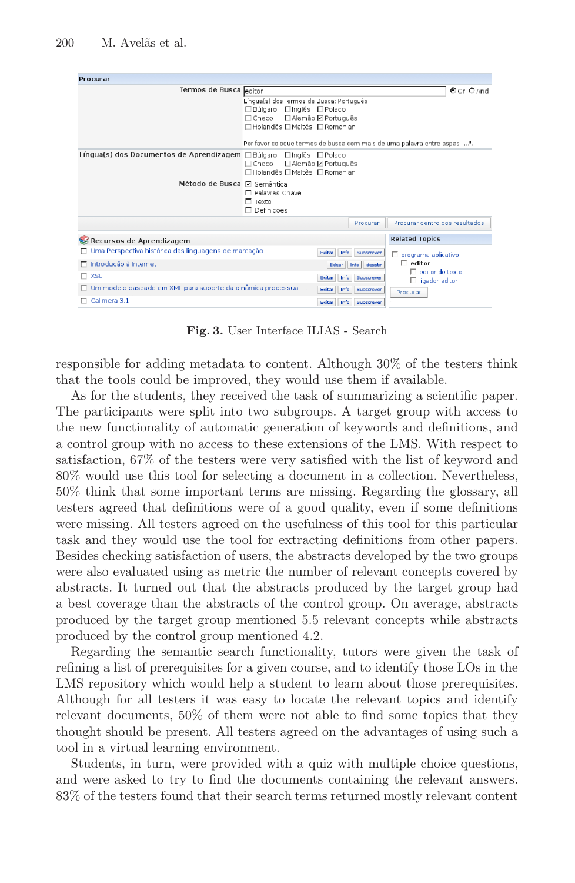Fig. 3. User Interface ILIAS - Search

responsible for adding metadata to content. Although 30% of the testers think that the tools could be improved, they would use them if available.

As for the students, they received the task of summarizing a scientific paper. The participants were split into two subgroups. A target group with access to the new functionality of automatic generation of keywords and definitions, and a control group with no access to these extensions of the LMS. With respect to satisfaction, 67% of the testers were very satisfied with the list of keyword and 80% would use this tool for selecting a document in a collection. Nevertheless, 50% think that some important terms are missing. Regarding the glossary, all testers agreed that definitions were of a good quality, even if some definitions were missing. All testers agreed on the usefulness of this tool for this particular task and they would use the tool for extracting definitions from other papers. Besides checking satisfaction of users, the abstracts developed by the two groups were also evaluated using as metric the number of relevant concepts covered by abstracts. It turned out that the abstracts produced by the target group had a best coverage than the abstracts of the control group. On average, abstracts produced by the target group mentioned 5.5 relevant concepts while abstracts produced by the control group mentioned 4.2.

Regarding the semantic search functionality, tutors were given the task of refining a list of prerequisites for a given course, and to identify those LOs in the LMS repository which would help a student to learn about those prerequisites. Although for all testers it was easy to locate the relevant topics and identify relevant documents, 50% of them were not able to find some topics that they thought should be present. All testers agreed on the advantages of using such a tool in a virtual learning environment.

Students, in turn, were provided with a quiz with multiple choice questions, and were asked to try to find the documents containing the relevant answers. 83% of the testers found that their search terms returned mostly relevant content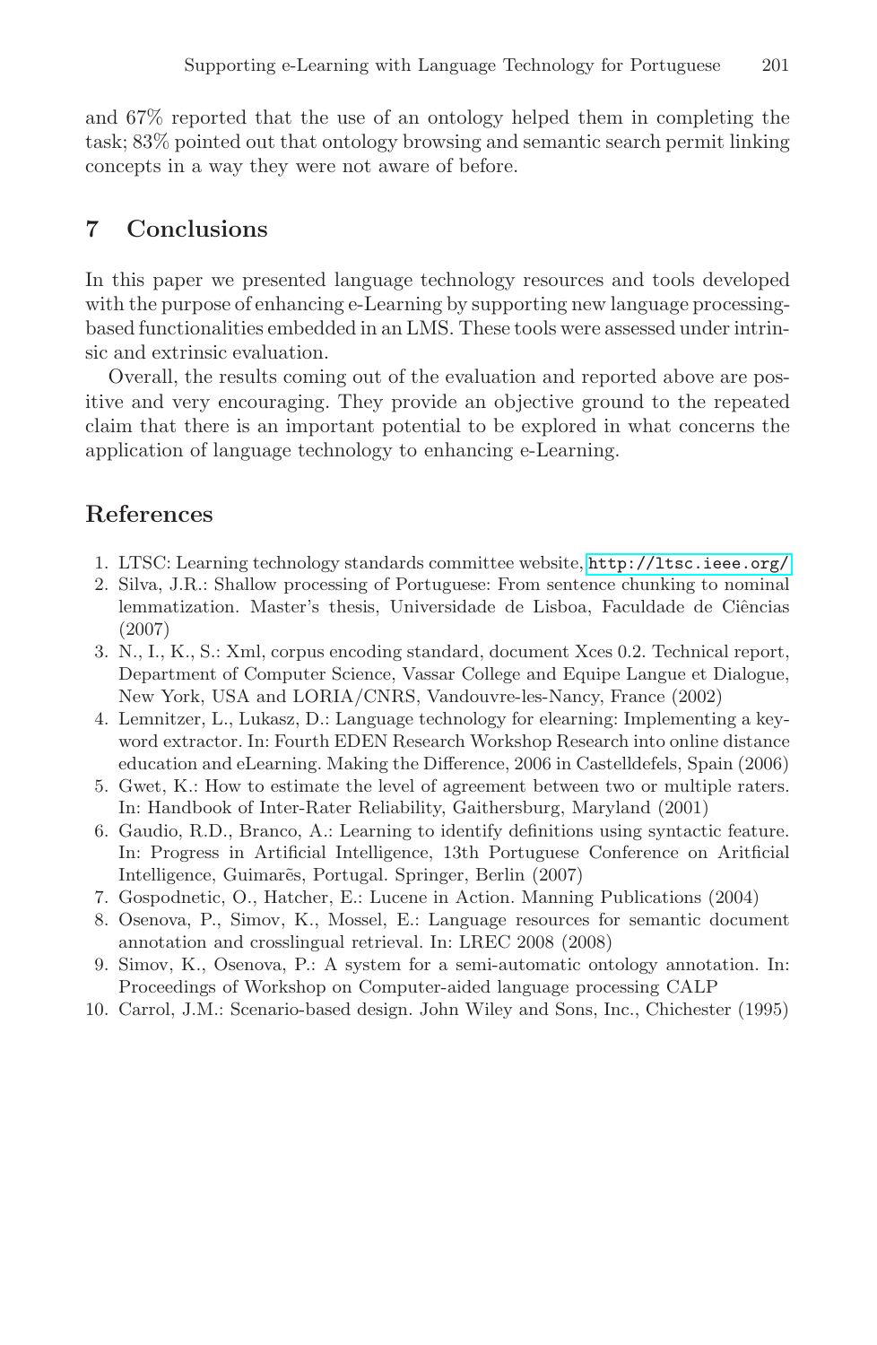and 67% reported that the use of an ontology helped them in completing the task; 83% pointed out that ontology browsing and semantic search permit linking concepts in a way they were not aware of before.

## 7 Conclusions

In this paper we presented language technology resources and tools developed with the purpose of enhancing e-Learning by supporting new language processing-based functionalities embedded in an LMS. These tools were assessed under intrinsic and extrinsic evaluation.

Overall, the results coming out of the evaluation and reported above are positive and very encouraging. They provide an objective ground to the repeated claim that there is an important potential to be explored in what concerns the application of language technology to enhancing e-Learning.

## References

1. LTSC: Learning technology standards committee website, http://ltsc.ieee.org/
2. Silva, J.R.: Shallow processing of Portuguese: From sentence chunking to nominal lemmatization. Master's thesis, Universidade de Lisboa, Faculdade de Ciências (2007)
3. N., I., K., S.: Xml, corpus encoding standard, document Xces 0.2. Technical report, Department of Computer Science, Vassar College and Equipe Langue et Dialogue, New York, USA and LORIA/CNRS, Vandouvre-les-Nancy, France (2002)
4. Lemnitzer, L., Lukasz, D.: Language technology for elearning: Implementing a keyword extractor. In: Fourth EDEN Research Workshop Research into online distance education and eLearning. Making the Difference, 2006 in Castelldefels, Spain (2006)
5. Gwet, K.: How to estimate the level of agreement between two or multiple raters. In: Handbook of Inter-Rater Reliability, Gaithersburg, Maryland (2001)
6. Gaudio, R.D., Branco, A.: Learning to identify definitions using syntactic feature. In: Progress in Artificial Intelligence, 13th Portuguese Conference on Aritficial Intelligence, Guimarães, Portugal. Springer, Berlin (2007)
7. Gospodnetic, O., Hatcher, E.: Lucene in Action. Manning Publications (2004)
8. Osenova, P., Simov, K., Mossel, E.: Language resources for semantic document annotation and crosslingual retrieval. In: LREC 2008 (2008)
9. Simov, K., Osenova, P.: A system for a semi-automatic ontology annotation. In: Proceedings of Workshop on Computer-aided language processing CALP
10. Carrol, J.M.: Scenario-based design. John Wiley and Sons, Inc., Chichester (1995)